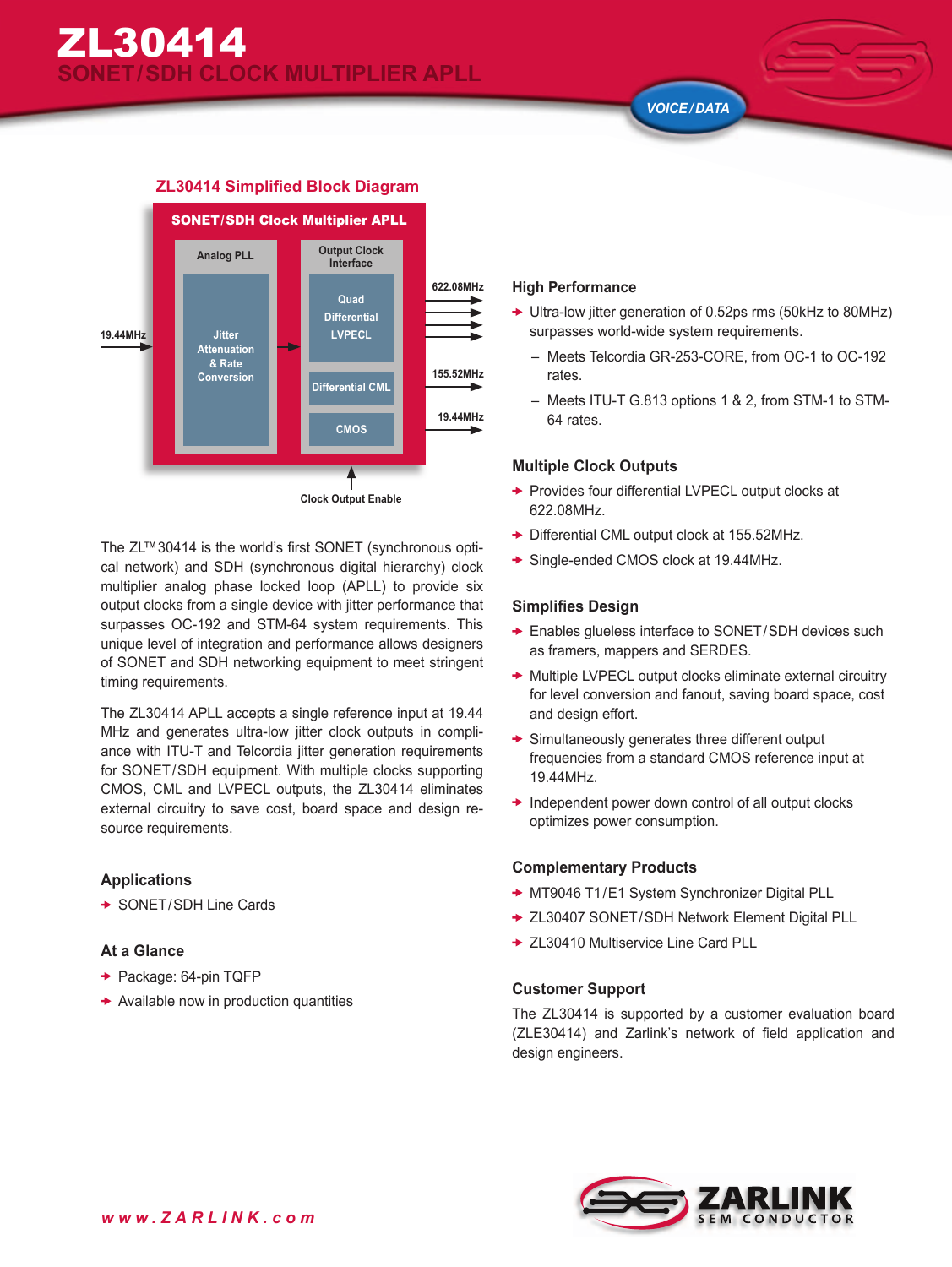# ZL30414

## SONET/SDH CLOCK MULTIPLIER APLL

VOICE/DATA

### ZL30414 Simplified Block Diagram

SONET/SDH Clock Multiplier APLL

Analog PLL — Jitter Attenuation & Rate Conversion

Output Clock Interface — Quad Differential LVPECL; Differential CML; CMOS

19.44MHz input; 622.08MHz, 155.52MHz, 19.44MHz outputs

Clock Output Enable

The ZL™30414 is the world's first SONET (synchronous optical network) and SDH (synchronous digital hierarchy) clock multiplier analog phase locked loop (APLL) to provide six output clocks from a single device with jitter performance that surpasses OC-192 and STM-64 system requirements. This unique level of integration and performance allows designers of SONET and SDH networking equipment to meet stringent timing requirements.

The ZL30414 APLL accepts a single reference input at 19.44 MHz and generates ultra-low jitter clock outputs in compliance with ITU-T and Telcordia jitter generation requirements for SONET/SDH equipment. With multiple clocks supporting CMOS, CML and LVPECL outputs, the ZL30414 eliminates external circuitry to save cost, board space and design resource requirements.

### Applications

- SONET/SDH Line Cards

### At a Glance

- Package: 64-pin TQFP
- Available now in production quantities

### High Performance

- Ultra-low jitter generation of 0.52ps rms (50kHz to 80MHz) surpasses world-wide system requirements.
  - Meets Telcordia GR-253-CORE, from OC-1 to OC-192 rates.
  - Meets ITU-T G.813 options 1 & 2, from STM-1 to STM-64 rates.

### Multiple Clock Outputs

- Provides four differential LVPECL output clocks at 622.08MHz.
- Differential CML output clock at 155.52MHz.
- Single-ended CMOS clock at 19.44MHz.

### Simplifies Design

- Enables glueless interface to SONET/SDH devices such as framers, mappers and SERDES.
- Multiple LVPECL output clocks eliminate external circuitry for level conversion and fanout, saving board space, cost and design effort.
- Simultaneously generates three different output frequencies from a standard CMOS reference input at 19.44MHz.
- Independent power down control of all output clocks optimizes power consumption.

### Complementary Products

- MT9046 T1/E1 System Synchronizer Digital PLL
- ZL30407 SONET/SDH Network Element Digital PLL
- ZL30410 Multiservice Line Card PLL

### Customer Support

The ZL30414 is supported by a customer evaluation board (ZLE30414) and Zarlink's network of field application and design engineers.

www.ZARLINK.com

ZARLINK SEMICONDUCTOR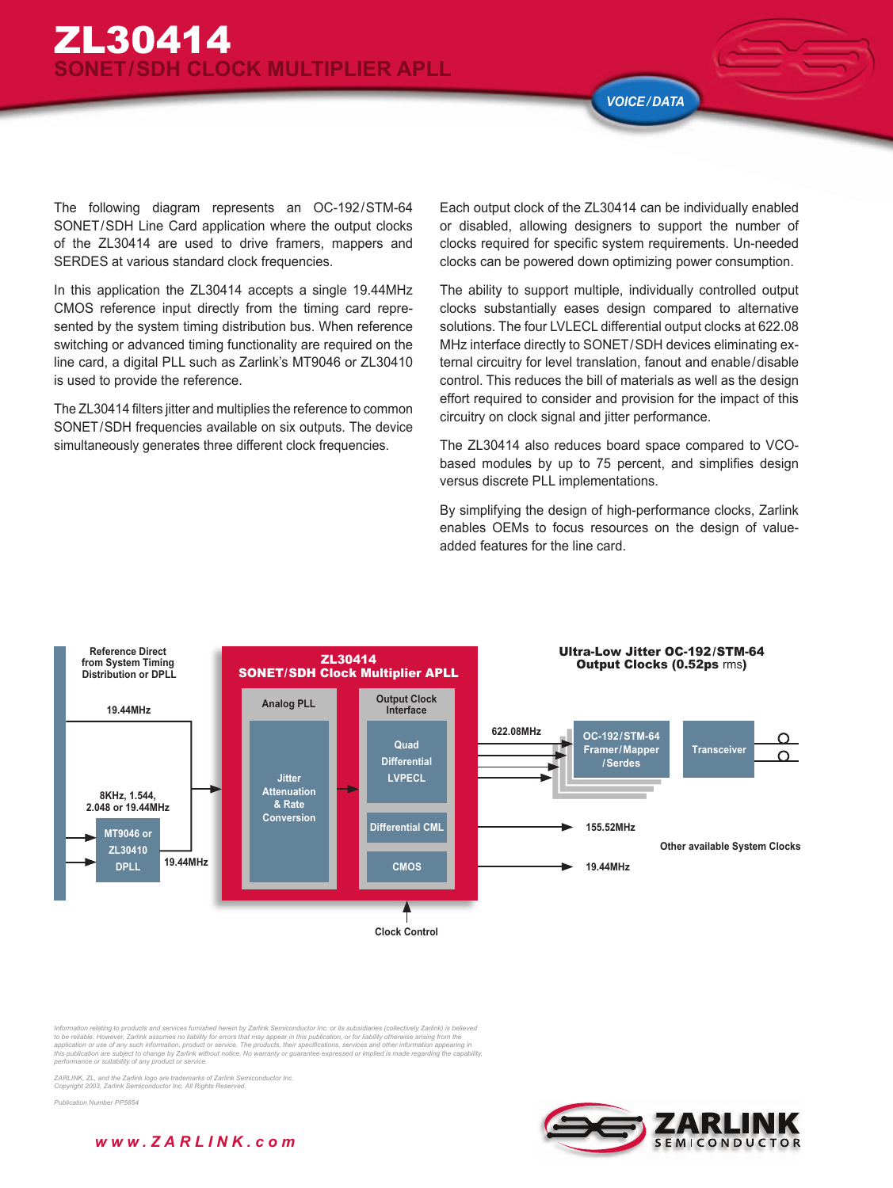# ZL30414

## SONET/SDH CLOCK MULTIPLIER APLL

VOICE/DATA

The following diagram represents an OC-192/STM-64 SONET/SDH Line Card application where the output clocks of the ZL30414 are used to drive framers, mappers and SERDES at various standard clock frequencies.

In this application the ZL30414 accepts a single 19.44MHz CMOS reference input directly from the timing card represented by the system timing distribution bus. When reference switching or advanced timing functionality are required on the line card, a digital PLL such as Zarlink's MT9046 or ZL30410 is used to provide the reference.

The ZL30414 filters jitter and multiplies the reference to common SONET/SDH frequencies available on six outputs. The device simultaneously generates three different clock frequencies.

Each output clock of the ZL30414 can be individually enabled or disabled, allowing designers to support the number of clocks required for specific system requirements. Un-needed clocks can be powered down optimizing power consumption.

The ability to support multiple, individually controlled output clocks substantially eases design compared to alternative solutions. The four LVLECL differential output clocks at 622.08 MHz interface directly to SONET/SDH devices eliminating external circuitry for level translation, fanout and enable/disable control. This reduces the bill of materials as well as the design effort required to consider and provision for the impact of this circuitry on clock signal and jitter performance.

The ZL30414 also reduces board space compared to VCO-based modules by up to 75 percent, and simplifies design versus discrete PLL implementations.

By simplifying the design of high-performance clocks, Zarlink enables OEMs to focus resources on the design of value-added features for the line card.

Reference Direct from System Timing Distribution or DPLL

19.44MHz

8KHz, 1.544, 2.048 or 19.44MHz

MT9046 or ZL30410 DPLL

19.44MHz

ZL30414 SONET/SDH Clock Multiplier APLL

Analog PLL

Jitter Attenuation & Rate Conversion

Output Clock Interface

Quad Differential LVPECL

Differential CML

CMOS

Clock Control

Ultra-Low Jitter OC-192/STM-64 Output Clocks (0.52ps rms)

622.08MHz

OC-192/STM-64 Framer/Mapper /Serdes

Transceiver

155.52MHz

19.44MHz

Other available System Clocks

*Information relating to products and services furnished herein by Zarlink Semiconductor Inc. or its subsidiaries (collectively Zarlink) is believed to be reliable. However, Zarlink assumes no liability for errors that may appear in this publication, or for liability otherwise arising from the application or use of any such information, product or service. The products, their specifications, services and other information appearing in this publication are subject to change by Zarlink without notice. No warranty or guarantee expressed or implied is made regarding the capability, performance or suitability of any product or service.*

*ZARLINK, ZL, and the Zarlink logo are trademarks of Zarlink Semiconductor Inc.*
*Copyright 2003, Zarlink Semiconductor Inc. All Rights Reserved.*

*Publication Number PP5854*

www.ZARLINK.com

ZARLINK SEMICONDUCTOR